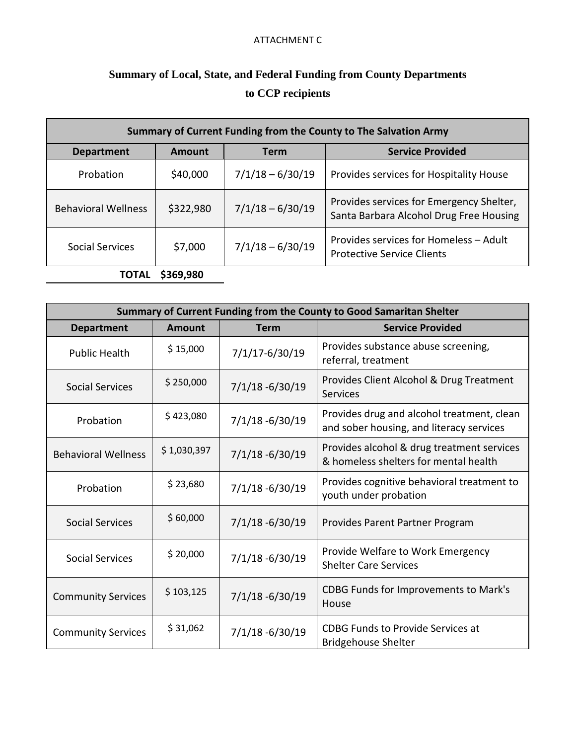ATTACHMENT C

# Summary of Local, State, and Federal Funding from County Departments to CCP recipients

| Summary of Current Funding from the County to The Salvation Army | | | |
|---|---|---|---|
| **Department** | **Amount** | **Term** | **Service Provided** |
| Probation | $40,000 | 7/1/18 – 6/30/19 | Provides services for Hospitality House |
| Behavioral Wellness | $322,980 | 7/1/18 – 6/30/19 | Provides services for Emergency Shelter, Santa Barbara Alcohol Drug Free Housing |
| Social Services | $7,000 | 7/1/18 – 6/30/19 | Provides services for Homeless – Adult Protective Service Clients |
| **TOTAL** | **$369,980** | | |

| Summary of Current Funding from the County to Good Samaritan Shelter | | | |
|---|---|---|---|
| **Department** | **Amount** | **Term** | **Service Provided** |
| Public Health | $ 15,000 | 7/1/17-6/30/19 | Provides substance abuse screening, referral, treatment |
| Social Services | $ 250,000 | 7/1/18 -6/30/19 | Provides Client Alcohol & Drug Treatment Services |
| Probation | $ 423,080 | 7/1/18 -6/30/19 | Provides drug and alcohol treatment, clean and sober housing, and literacy services |
| Behavioral Wellness | $ 1,030,397 | 7/1/18 -6/30/19 | Provides alcohol & drug treatment services & homeless shelters for mental health |
| Probation | $ 23,680 | 7/1/18 -6/30/19 | Provides cognitive behavioral treatment to youth under probation |
| Social Services | $ 60,000 | 7/1/18 -6/30/19 | Provides Parent Partner Program |
| Social Services | $ 20,000 | 7/1/18 -6/30/19 | Provide Welfare to Work Emergency Shelter Care Services |
| Community Services | $ 103,125 | 7/1/18 -6/30/19 | CDBG Funds for Improvements to Mark's House |
| Community Services | $ 31,062 | 7/1/18 -6/30/19 | CDBG Funds to Provide Services at Bridgehouse Shelter |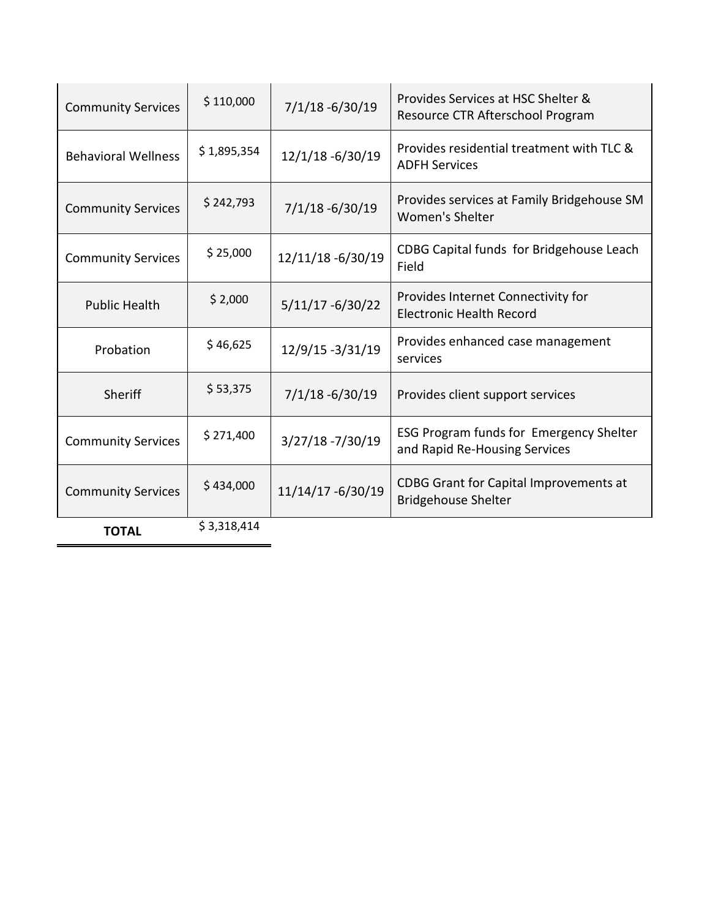| | | | |
|---|---|---|---|
| Community Services | $ 110,000 | 7/1/18 -6/30/19 | Provides Services at HSC Shelter & Resource CTR Afterschool Program |
| Behavioral Wellness | $ 1,895,354 | 12/1/18 -6/30/19 | Provides residential treatment with TLC & ADFH Services |
| Community Services | $ 242,793 | 7/1/18 -6/30/19 | Provides services at Family Bridgehouse SM Women's Shelter |
| Community Services | $ 25,000 | 12/11/18 -6/30/19 | CDBG Capital funds for Bridgehouse Leach Field |
| Public Health | $ 2,000 | 5/11/17 -6/30/22 | Provides Internet Connectivity for Electronic Health Record |
| Probation | $ 46,625 | 12/9/15 -3/31/19 | Provides enhanced case management services |
| Sheriff | $ 53,375 | 7/1/18 -6/30/19 | Provides client support services |
| Community Services | $ 271,400 | 3/27/18 -7/30/19 | ESG Program funds for Emergency Shelter and Rapid Re-Housing Services |
| Community Services | $ 434,000 | 11/14/17 -6/30/19 | CDBG Grant for Capital Improvements at Bridgehouse Shelter |
| **TOTAL** | $ 3,318,414 | | |